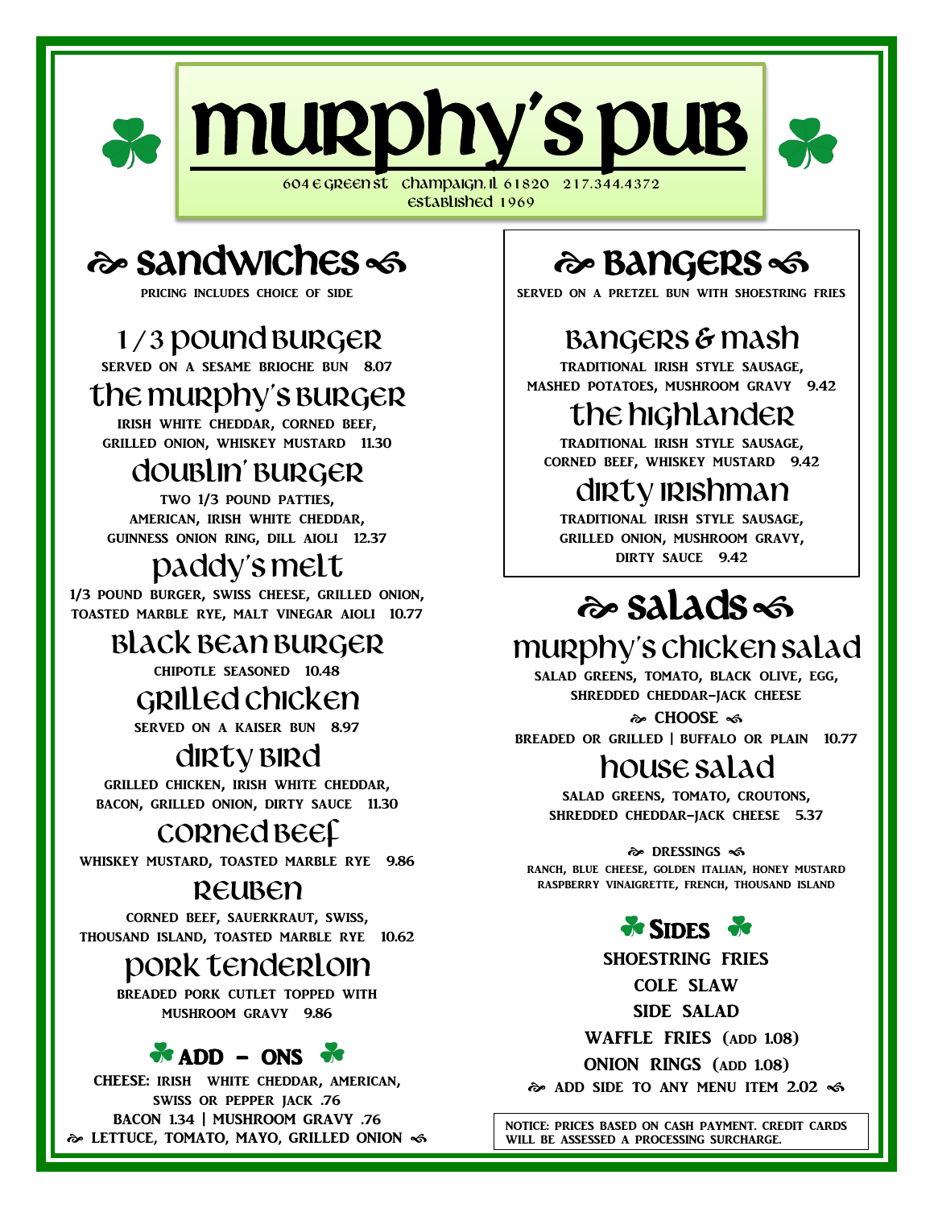# Murphy's Pub

604 E Green St Champaign, IL 61820 217.344.4372
Established 1969

## Sandwiches

PRICING INCLUDES CHOICE OF SIDE

### 1/3 Pound Burger

SERVED ON A SESAME BRIOCHE BUN 8.07

### The Murphy's Burger

IRISH WHITE CHEDDAR, CORNED BEEF, GRILLED ONION, WHISKEY MUSTARD 11.30

### Doublin' Burger

TWO 1/3 POUND PATTIES, AMERICAN, IRISH WHITE CHEDDAR, GUINNESS ONION RING, DILL AIOLI 12.37

### Paddy's Melt

1/3 POUND BURGER, SWISS CHEESE, GRILLED ONION, TOASTED MARBLE RYE, MALT VINEGAR AIOLI 10.77

### Black Bean Burger

CHIPOTLE SEASONED 10.48

### Grilled Chicken

SERVED ON A KAISER BUN 8.97

### Dirty Bird

GRILLED CHICKEN, IRISH WHITE CHEDDAR, BACON, GRILLED ONION, DIRTY SAUCE 11.30

### Corned Beef

WHISKEY MUSTARD, TOASTED MARBLE RYE 9.86

### Reuben

CORNED BEEF, SAUERKRAUT, SWISS, THOUSAND ISLAND, TOASTED MARBLE RYE 10.62

### Pork Tenderloin

BREADED PORK CUTLET TOPPED WITH MUSHROOM GRAVY 9.86

### Add - Ons

CHEESE: IRISH WHITE CHEDDAR, AMERICAN, SWISS OR PEPPER JACK .76

BACON 1.34 | MUSHROOM GRAVY .76

LETTUCE, TOMATO, MAYO, GRILLED ONION

## Bangers

SERVED ON A PRETZEL BUN WITH SHOESTRING FRIES

### Bangers & Mash

TRADITIONAL IRISH STYLE SAUSAGE, MASHED POTATOES, MUSHROOM GRAVY 9.42

### The Highlander

TRADITIONAL IRISH STYLE SAUSAGE, CORNED BEEF, WHISKEY MUSTARD 9.42

### Dirty Irishman

TRADITIONAL IRISH STYLE SAUSAGE, GRILLED ONION, MUSHROOM GRAVY, DIRTY SAUCE 9.42

## Salads

### Murphy's Chicken Salad

SALAD GREENS, TOMATO, BLACK OLIVE, EGG, SHREDDED CHEDDAR-JACK CHEESE

CHOOSE

BREADED OR GRILLED | BUFFALO OR PLAIN 10.77

### House Salad

SALAD GREENS, TOMATO, CROUTONS, SHREDDED CHEDDAR-JACK CHEESE 5.37

DRESSINGS

RANCH, BLUE CHEESE, GOLDEN ITALIAN, HONEY MUSTARD RASPBERRY VINAIGRETTE, FRENCH, THOUSAND ISLAND

## Sides

SHOESTRING FRIES

COLE SLAW

SIDE SALAD

WAFFLE FRIES (ADD 1.08)

ONION RINGS (ADD 1.08)

ADD SIDE TO ANY MENU ITEM 2.02

NOTICE: PRICES BASED ON CASH PAYMENT. CREDIT CARDS WILL BE ASSESSED A PROCESSING SURCHARGE.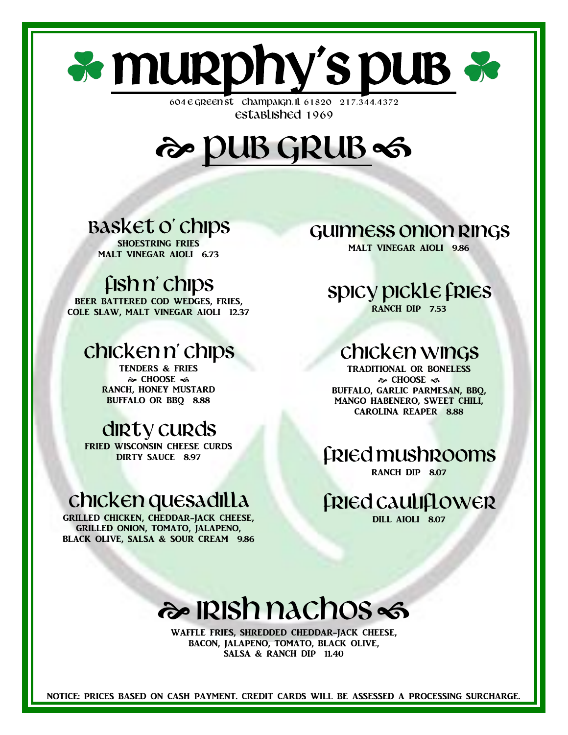# ☘ murphy's pub ☘

604 E Green St Champaign, IL 61820 217.344.4372

Established 1969

## ~ Pub Grub ~

### Basket O' Chips

SHOESTRING FRIES
MALT VINEGAR AIOLI 6.73

### Fish n' Chips

BEER BATTERED COD WEDGES, FRIES,
COLE SLAW, MALT VINEGAR AIOLI 12.37

### Chicken n' Chips

TENDERS & FRIES
~ CHOOSE ~
RANCH, HONEY MUSTARD
BUFFALO OR BBQ 8.88

### Dirty Curds

FRIED WISCONSIN CHEESE CURDS
DIRTY SAUCE 8.97

### Chicken Quesadilla

GRILLED CHICKEN, CHEDDAR-JACK CHEESE,
GRILLED ONION, TOMATO, JALAPENO,
BLACK OLIVE, SALSA & SOUR CREAM 9.86

### Guinness Onion Rings

MALT VINEGAR AIOLI 9.86

### Spicy Pickle Fries

RANCH DIP 7.53

### Chicken Wings

TRADITIONAL OR BONELESS
~ CHOOSE ~
BUFFALO, GARLIC PARMESAN, BBQ,
MANGO HABENERO, SWEET CHILI,
CAROLINA REAPER 8.88

### Fried Mushrooms

RANCH DIP 8.07

### Fried Cauliflower

DILL AIOLI 8.07

## ~ Irish Nachos ~

WAFFLE FRIES, SHREDDED CHEDDAR-JACK CHEESE,
BACON, JALAPENO, TOMATO, BLACK OLIVE,
SALSA & RANCH DIP 11.40

**NOTICE: PRICES BASED ON CASH PAYMENT. CREDIT CARDS WILL BE ASSESSED A PROCESSING SURCHARGE.**